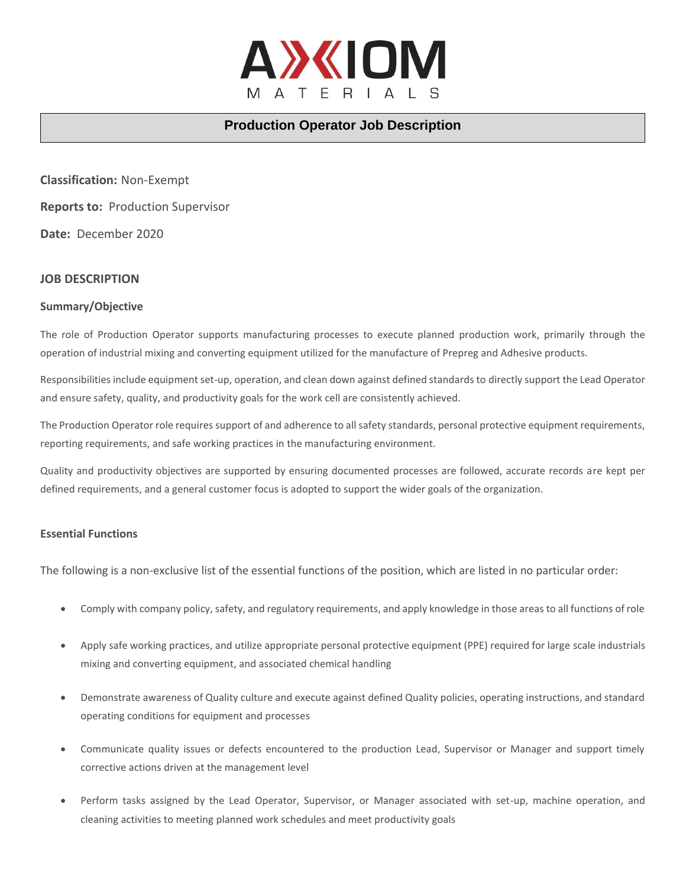AXIOM MATERIALS

# Production Operator Job Description

**Classification:** Non-Exempt

**Reports to:** Production Supervisor

**Date:** December 2020

## JOB DESCRIPTION

### Summary/Objective

The role of Production Operator supports manufacturing processes to execute planned production work, primarily through the operation of industrial mixing and converting equipment utilized for the manufacture of Prepreg and Adhesive products.

Responsibilities include equipment set-up, operation, and clean down against defined standards to directly support the Lead Operator and ensure safety, quality, and productivity goals for the work cell are consistently achieved.

The Production Operator role requires support of and adherence to all safety standards, personal protective equipment requirements, reporting requirements, and safe working practices in the manufacturing environment.

Quality and productivity objectives are supported by ensuring documented processes are followed, accurate records are kept per defined requirements, and a general customer focus is adopted to support the wider goals of the organization.

### Essential Functions

The following is a non-exclusive list of the essential functions of the position, which are listed in no particular order:

- Comply with company policy, safety, and regulatory requirements, and apply knowledge in those areas to all functions of role
- Apply safe working practices, and utilize appropriate personal protective equipment (PPE) required for large scale industrials mixing and converting equipment, and associated chemical handling
- Demonstrate awareness of Quality culture and execute against defined Quality policies, operating instructions, and standard operating conditions for equipment and processes
- Communicate quality issues or defects encountered to the production Lead, Supervisor or Manager and support timely corrective actions driven at the management level
- Perform tasks assigned by the Lead Operator, Supervisor, or Manager associated with set-up, machine operation, and cleaning activities to meeting planned work schedules and meet productivity goals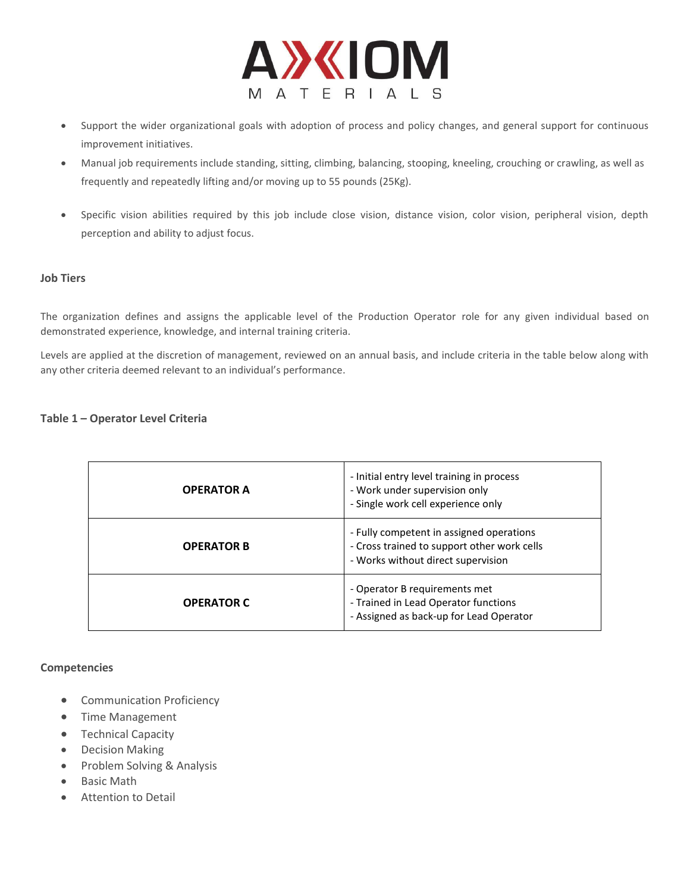- Support the wider organizational goals with adoption of process and policy changes, and general support for continuous improvement initiatives.
- Manual job requirements include standing, sitting, climbing, balancing, stooping, kneeling, crouching or crawling, as well as frequently and repeatedly lifting and/or moving up to 55 pounds (25Kg).
- Specific vision abilities required by this job include close vision, distance vision, color vision, peripheral vision, depth perception and ability to adjust focus.

### Job Tiers

The organization defines and assigns the applicable level of the Production Operator role for any given individual based on demonstrated experience, knowledge, and internal training criteria.

Levels are applied at the discretion of management, reviewed on an annual basis, and include criteria in the table below along with any other criteria deemed relevant to an individual's performance.

**Table 1 – Operator Level Criteria**

| | |
|---|---|
| **OPERATOR A** | - Initial entry level training in process<br>- Work under supervision only<br>- Single work cell experience only |
| **OPERATOR B** | - Fully competent in assigned operations<br>- Cross trained to support other work cells<br>- Works without direct supervision |
| **OPERATOR C** | - Operator B requirements met<br>- Trained in Lead Operator functions<br>- Assigned as back-up for Lead Operator |

### Competencies

- Communication Proficiency
- Time Management
- Technical Capacity
- Decision Making
- Problem Solving & Analysis
- Basic Math
- Attention to Detail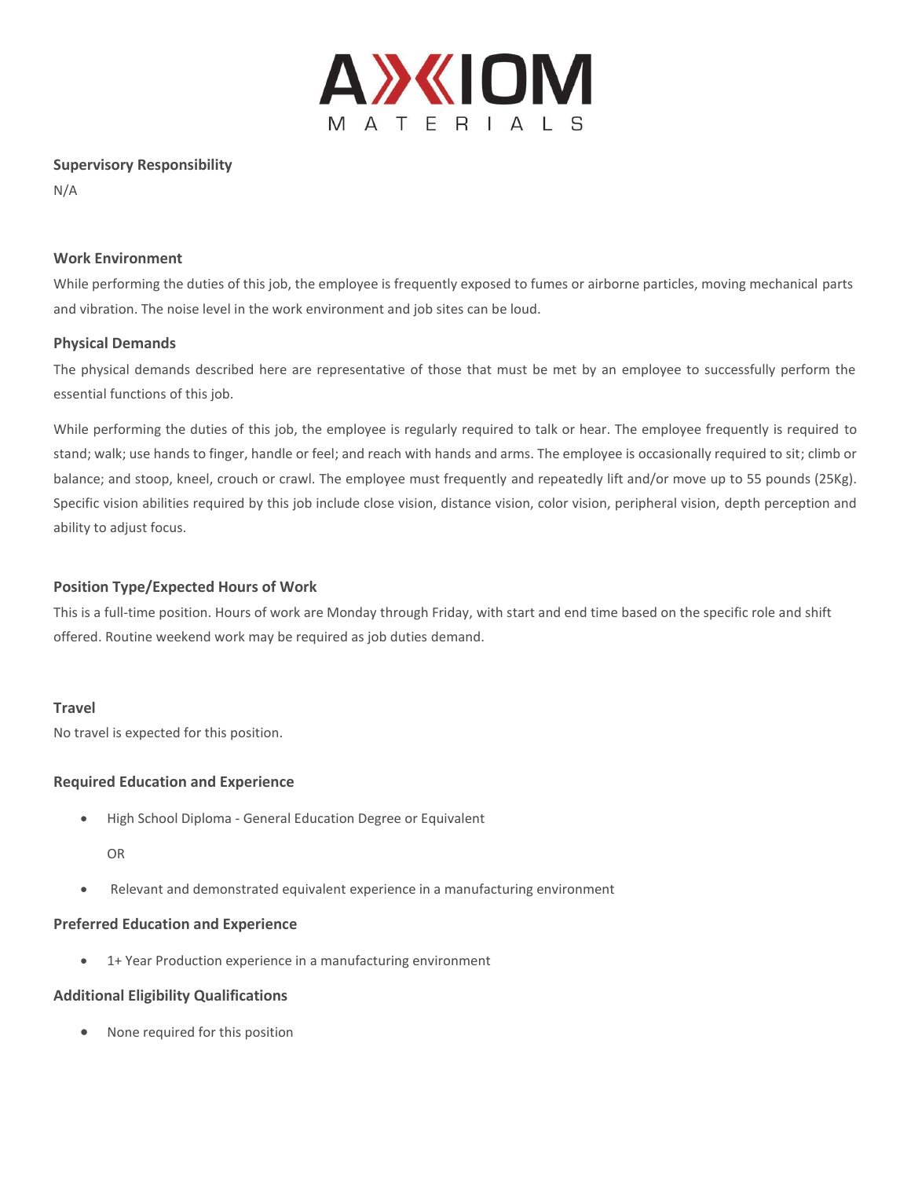### Supervisory Responsibility

N/A

### Work Environment

While performing the duties of this job, the employee is frequently exposed to fumes or airborne particles, moving mechanical parts and vibration. The noise level in the work environment and job sites can be loud.

### Physical Demands

The physical demands described here are representative of those that must be met by an employee to successfully perform the essential functions of this job.

While performing the duties of this job, the employee is regularly required to talk or hear. The employee frequently is required to stand; walk; use hands to finger, handle or feel; and reach with hands and arms. The employee is occasionally required to sit; climb or balance; and stoop, kneel, crouch or crawl. The employee must frequently and repeatedly lift and/or move up to 55 pounds (25Kg). Specific vision abilities required by this job include close vision, distance vision, color vision, peripheral vision, depth perception and ability to adjust focus.

### Position Type/Expected Hours of Work

This is a full-time position. Hours of work are Monday through Friday, with start and end time based on the specific role and shift offered. Routine weekend work may be required as job duties demand.

### Travel

No travel is expected for this position.

### Required Education and Experience

- High School Diploma - General Education Degree or Equivalent

  OR

- Relevant and demonstrated equivalent experience in a manufacturing environment

### Preferred Education and Experience

- 1+ Year Production experience in a manufacturing environment

### Additional Eligibility Qualifications

- None required for this position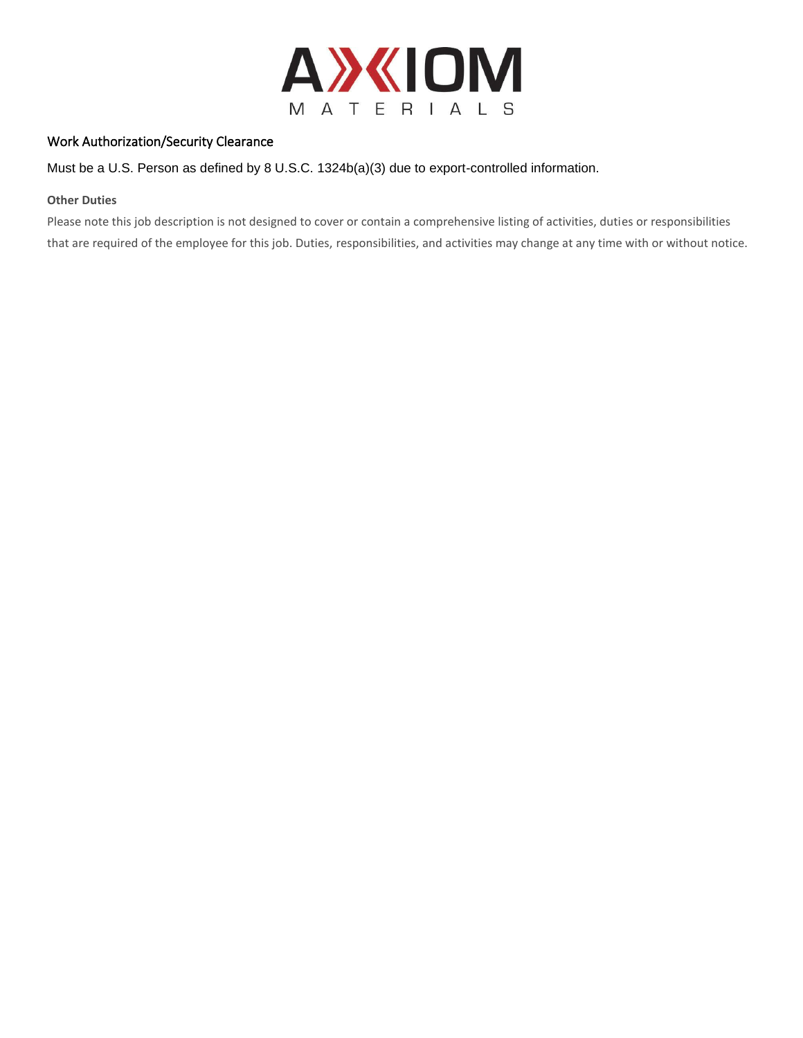AXIOM MATERIALS

## Work Authorization/Security Clearance

Must be a U.S. Person as defined by 8 U.S.C. 1324b(a)(3) due to export-controlled information.

**Other Duties**

Please note this job description is not designed to cover or contain a comprehensive listing of activities, duties or responsibilities that are required of the employee for this job. Duties, responsibilities, and activities may change at any time with or without notice.